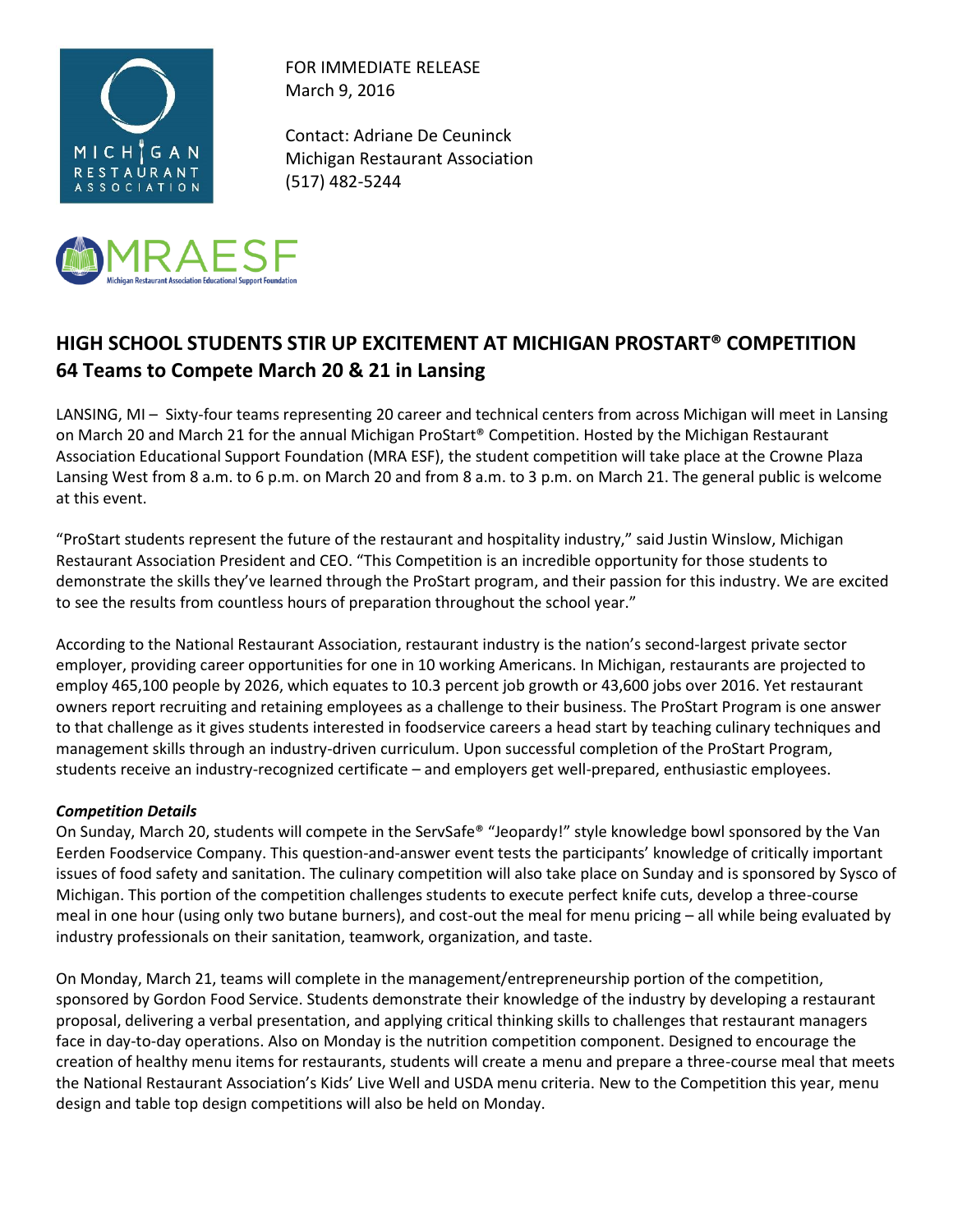FOR IMMEDIATE RELEASE
March 9, 2016

Contact: Adriane De Ceuninck
Michigan Restaurant Association
(517) 482-5244

## HIGH SCHOOL STUDENTS STIR UP EXCITEMENT AT MICHIGAN PROSTART® COMPETITION
## 64 Teams to Compete March 20 & 21 in Lansing

LANSING, MI – Sixty-four teams representing 20 career and technical centers from across Michigan will meet in Lansing on March 20 and March 21 for the annual Michigan ProStart® Competition. Hosted by the Michigan Restaurant Association Educational Support Foundation (MRA ESF), the student competition will take place at the Crowne Plaza Lansing West from 8 a.m. to 6 p.m. on March 20 and from 8 a.m. to 3 p.m. on March 21. The general public is welcome at this event.

"ProStart students represent the future of the restaurant and hospitality industry," said Justin Winslow, Michigan Restaurant Association President and CEO. "This Competition is an incredible opportunity for those students to demonstrate the skills they've learned through the ProStart program, and their passion for this industry. We are excited to see the results from countless hours of preparation throughout the school year."

According to the National Restaurant Association, restaurant industry is the nation's second-largest private sector employer, providing career opportunities for one in 10 working Americans. In Michigan, restaurants are projected to employ 465,100 people by 2026, which equates to 10.3 percent job growth or 43,600 jobs over 2016. Yet restaurant owners report recruiting and retaining employees as a challenge to their business. The ProStart Program is one answer to that challenge as it gives students interested in foodservice careers a head start by teaching culinary techniques and management skills through an industry-driven curriculum. Upon successful completion of the ProStart Program, students receive an industry-recognized certificate – and employers get well-prepared, enthusiastic employees.

***Competition Details***

On Sunday, March 20, students will compete in the ServSafe® "Jeopardy!" style knowledge bowl sponsored by the Van Eerden Foodservice Company. This question-and-answer event tests the participants' knowledge of critically important issues of food safety and sanitation. The culinary competition will also take place on Sunday and is sponsored by Sysco of Michigan. This portion of the competition challenges students to execute perfect knife cuts, develop a three-course meal in one hour (using only two butane burners), and cost-out the meal for menu pricing – all while being evaluated by industry professionals on their sanitation, teamwork, organization, and taste.

On Monday, March 21, teams will complete in the management/entrepreneurship portion of the competition, sponsored by Gordon Food Service. Students demonstrate their knowledge of the industry by developing a restaurant proposal, delivering a verbal presentation, and applying critical thinking skills to challenges that restaurant managers face in day-to-day operations. Also on Monday is the nutrition competition component. Designed to encourage the creation of healthy menu items for restaurants, students will create a menu and prepare a three-course meal that meets the National Restaurant Association's Kids' Live Well and USDA menu criteria. New to the Competition this year, menu design and table top design competitions will also be held on Monday.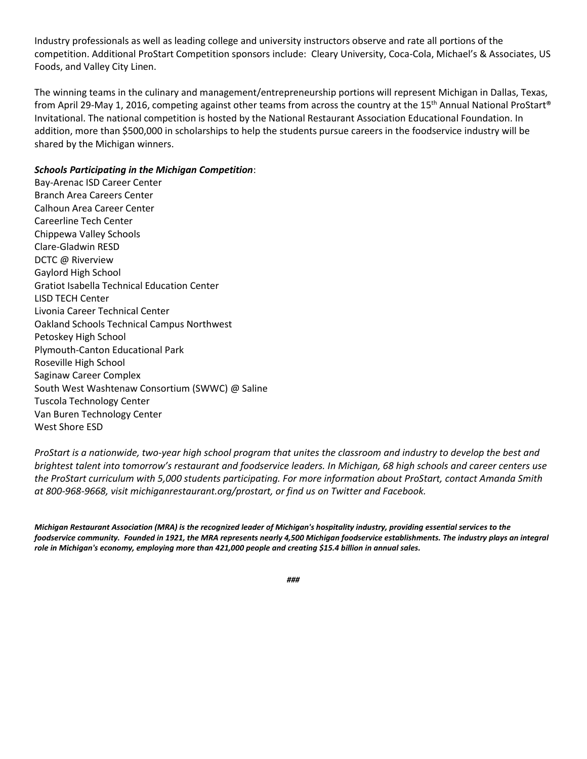Industry professionals as well as leading college and university instructors observe and rate all portions of the competition. Additional ProStart Competition sponsors include: Cleary University, Coca-Cola, Michael's & Associates, US Foods, and Valley City Linen.

The winning teams in the culinary and management/entrepreneurship portions will represent Michigan in Dallas, Texas, from April 29-May 1, 2016, competing against other teams from across the country at the 15th Annual National ProStart® Invitational. The national competition is hosted by the National Restaurant Association Educational Foundation. In addition, more than $500,000 in scholarships to help the students pursue careers in the foodservice industry will be shared by the Michigan winners.

***Schools Participating in the Michigan Competition***:

Bay-Arenac ISD Career Center
Branch Area Careers Center
Calhoun Area Career Center
Careerline Tech Center
Chippewa Valley Schools
Clare-Gladwin RESD
DCTC @ Riverview
Gaylord High School
Gratiot Isabella Technical Education Center
LISD TECH Center
Livonia Career Technical Center
Oakland Schools Technical Campus Northwest
Petoskey High School
Plymouth-Canton Educational Park
Roseville High School
Saginaw Career Complex
South West Washtenaw Consortium (SWWC) @ Saline
Tuscola Technology Center
Van Buren Technology Center
West Shore ESD

*ProStart is a nationwide, two-year high school program that unites the classroom and industry to develop the best and brightest talent into tomorrow's restaurant and foodservice leaders. In Michigan, 68 high schools and career centers use the ProStart curriculum with 5,000 students participating. For more information about ProStart, contact Amanda Smith at 800-968-9668, visit michiganrestaurant.org/prostart, or find us on Twitter and Facebook.*

***Michigan Restaurant Association (MRA) is the recognized leader of Michigan's hospitality industry, providing essential services to the foodservice community. Founded in 1921, the MRA represents nearly 4,500 Michigan foodservice establishments. The industry plays an integral role in Michigan's economy, employing more than 421,000 people and creating $15.4 billion in annual sales.***

***###***